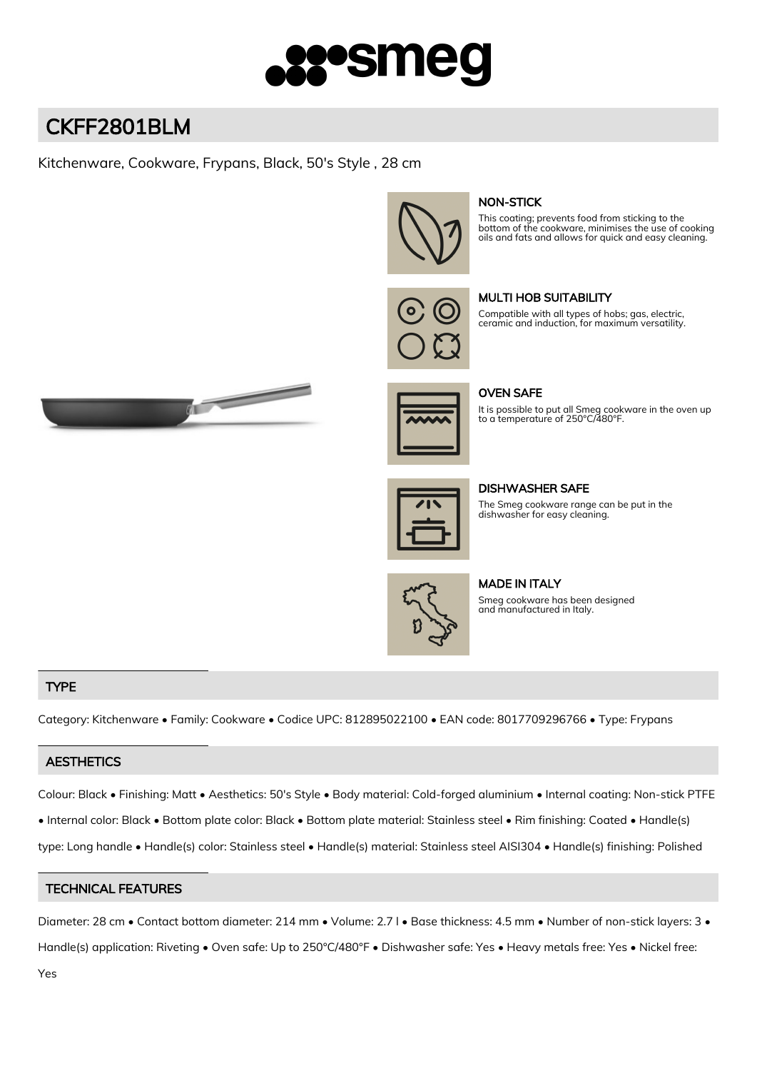# CKFF2801BLM

Kitchenware, Cookware, Frypans, Black, 50's Style , 28 cm

### NON-STICK

This coating; prevents food from sticking to the bottom of the cookware, minimises the use of cooking oils and fats and allows for quick and easy cleaning.

### MULTI HOB SUITABILITY

Compatible with all types of hobs; gas, electric, ceramic and induction, for maximum versatility.

### OVEN SAFE

It is possible to put all Smeg cookware in the oven up to a temperature of 250°C/480°F.

### DISHWASHER SAFE

The Smeg cookware range can be put in the dishwasher for easy cleaning.

### MADE IN ITALY

Smeg cookware has been designed and manufactured in Italy.

## TYPE

Category: Kitchenware • Family: Cookware • Codice UPC: 812895022100 • EAN code: 8017709296766 • Type: Frypans

## AESTHETICS

Colour: Black • Finishing: Matt • Aesthetics: 50's Style • Body material: Cold-forged aluminium • Internal coating: Non-stick PTFE • Internal color: Black • Bottom plate color: Black • Bottom plate material: Stainless steel • Rim finishing: Coated • Handle(s) type: Long handle • Handle(s) color: Stainless steel • Handle(s) material: Stainless steel AISI304 • Handle(s) finishing: Polished

## TECHNICAL FEATURES

Diameter: 28 cm • Contact bottom diameter: 214 mm • Volume: 2.7 l • Base thickness: 4.5 mm • Number of non-stick layers: 3 • Handle(s) application: Riveting • Oven safe: Up to 250°C/480°F • Dishwasher safe: Yes • Heavy metals free: Yes • Nickel free: Yes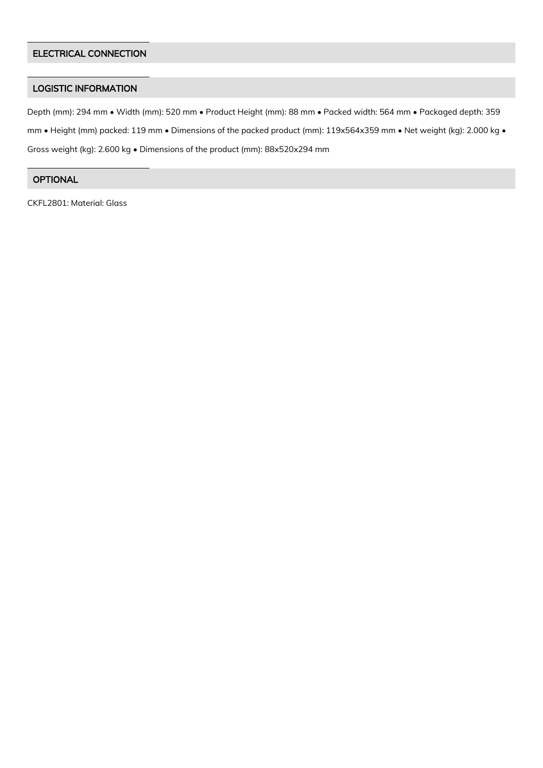## ELECTRICAL CONNECTION

## LOGISTIC INFORMATION

Depth (mm): 294 mm • Width (mm): 520 mm • Product Height (mm): 88 mm • Packed width: 564 mm • Packaged depth: 359 mm • Height (mm) packed: 119 mm • Dimensions of the packed product (mm): 119x564x359 mm • Net weight (kg): 2.000 kg • Gross weight (kg): 2.600 kg • Dimensions of the product (mm): 88x520x294 mm

## OPTIONAL

CKFL2801: Material: Glass